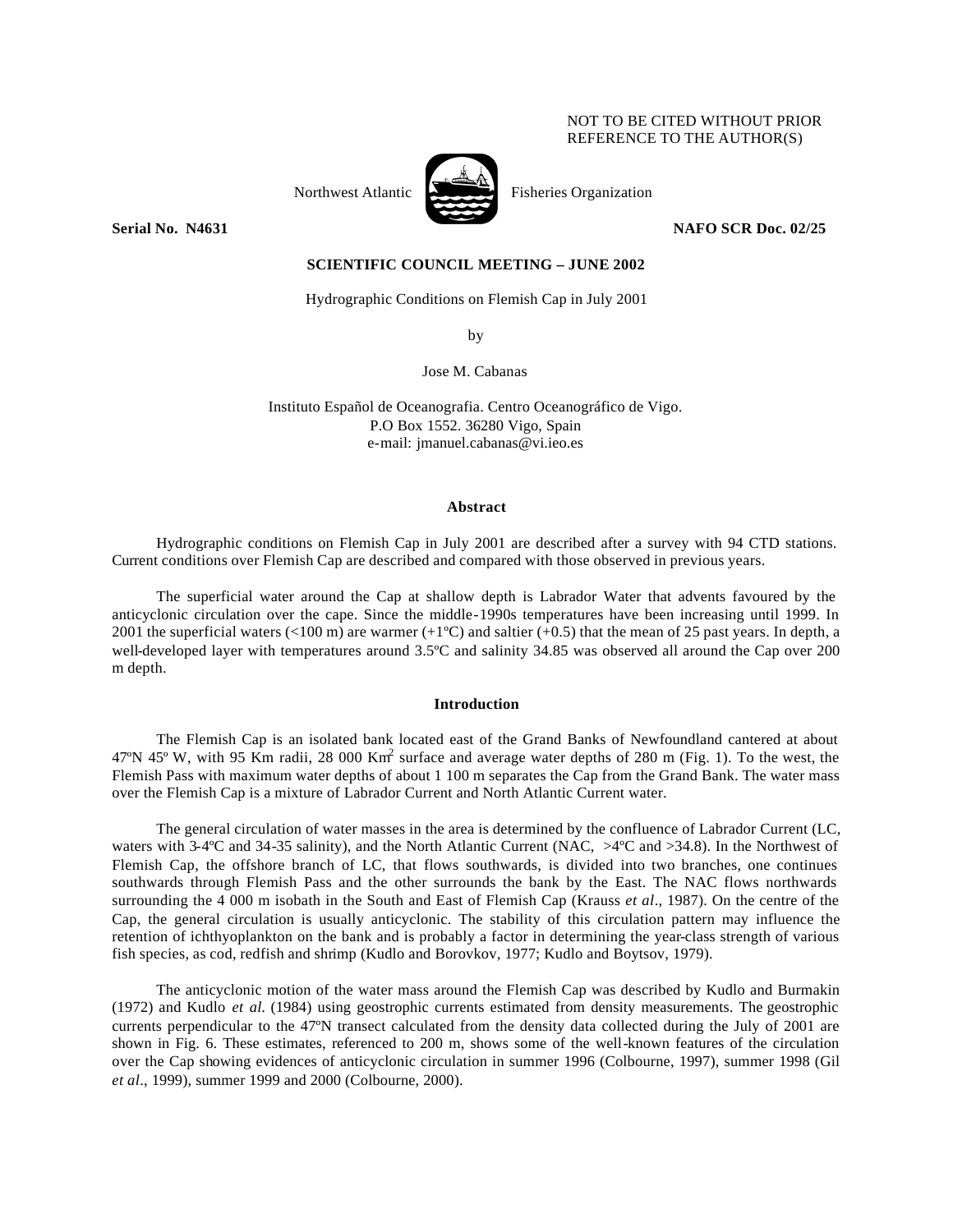NOT TO BE CITED WITHOUT PRIOR REFERENCE TO THE AUTHOR(S)

Northwest Atlantic Fisheries Organization

**Serial No. N4631** **NAFO SCR Doc. 02/25**

**SCIENTIFIC COUNCIL MEETING – JUNE 2002**

Hydrographic Conditions on Flemish Cap in July 2001

by

Jose M. Cabanas

Instituto Español de Oceanografia. Centro Oceanográfico de Vigo.
P.O Box 1552. 36280 Vigo, Spain
e-mail: jmanuel.cabanas@vi.ieo.es

## Abstract

Hydrographic conditions on Flemish Cap in July 2001 are described after a survey with 94 CTD stations. Current conditions over Flemish Cap are described and compared with those observed in previous years.

The superficial water around the Cap at shallow depth is Labrador Water that advents favoured by the anticyclonic circulation over the cape. Since the middle-1990s temperatures have been increasing until 1999. In 2001 the superficial waters (<100 m) are warmer (+1ºC) and saltier (+0.5) that the mean of 25 past years. In depth, a well-developed layer with temperatures around 3.5ºC and salinity 34.85 was observed all around the Cap over 200 m depth.

## Introduction

The Flemish Cap is an isolated bank located east of the Grand Banks of Newfoundland cantered at about 47ºN 45º W, with 95 Km radii, 28 000 Km$^2$ surface and average water depths of 280 m (Fig. 1). To the west, the Flemish Pass with maximum water depths of about 1 100 m separates the Cap from the Grand Bank. The water mass over the Flemish Cap is a mixture of Labrador Current and North Atlantic Current water.

The general circulation of water masses in the area is determined by the confluence of Labrador Current (LC, waters with 3-4ºC and 34-35 salinity), and the North Atlantic Current (NAC, >4ºC and >34.8). In the Northwest of Flemish Cap, the offshore branch of LC, that flows southwards, is divided into two branches, one continues southwards through Flemish Pass and the other surrounds the bank by the East. The NAC flows northwards surrounding the 4 000 m isobath in the South and East of Flemish Cap (Krauss *et al*., 1987). On the centre of the Cap, the general circulation is usually anticyclonic. The stability of this circulation pattern may influence the retention of ichthyoplankton on the bank and is probably a factor in determining the year-class strength of various fish species, as cod, redfish and shrimp (Kudlo and Borovkov, 1977; Kudlo and Boytsov, 1979).

The anticyclonic motion of the water mass around the Flemish Cap was described by Kudlo and Burmakin (1972) and Kudlo *et al*. (1984) using geostrophic currents estimated from density measurements. The geostrophic currents perpendicular to the 47ºN transect calculated from the density data collected during the July of 2001 are shown in Fig. 6. These estimates, referenced to 200 m, shows some of the well-known features of the circulation over the Cap showing evidences of anticyclonic circulation in summer 1996 (Colbourne, 1997), summer 1998 (Gil *et al*., 1999), summer 1999 and 2000 (Colbourne, 2000).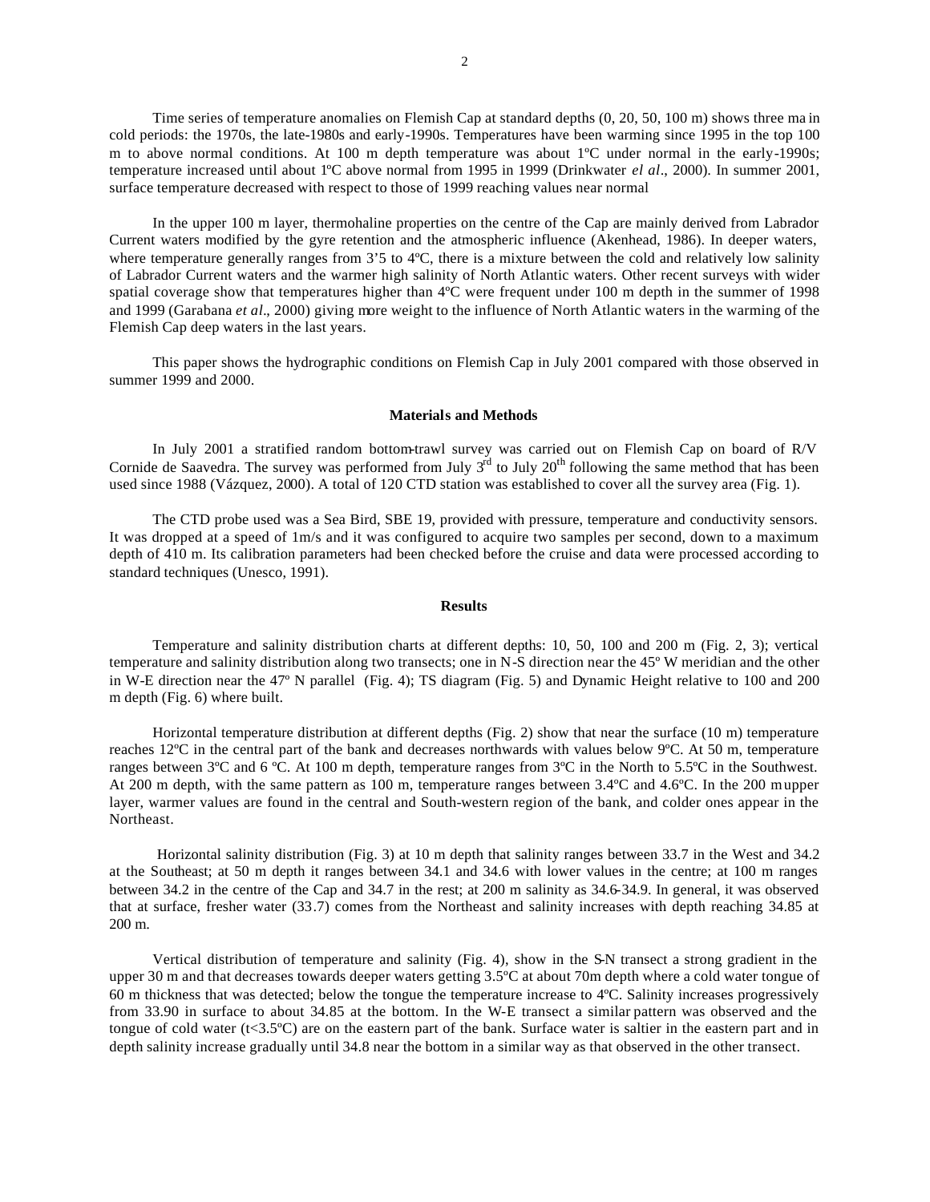Time series of temperature anomalies on Flemish Cap at standard depths (0, 20, 50, 100 m) shows three main cold periods: the 1970s, the late-1980s and early-1990s. Temperatures have been warming since 1995 in the top 100 m to above normal conditions. At 100 m depth temperature was about 1ºC under normal in the early-1990s; temperature increased until about 1ºC above normal from 1995 in 1999 (Drinkwater *el al*., 2000). In summer 2001, surface temperature decreased with respect to those of 1999 reaching values near normal

In the upper 100 m layer, thermohaline properties on the centre of the Cap are mainly derived from Labrador Current waters modified by the gyre retention and the atmospheric influence (Akenhead, 1986). In deeper waters, where temperature generally ranges from 3'5 to 4ºC, there is a mixture between the cold and relatively low salinity of Labrador Current waters and the warmer high salinity of North Atlantic waters. Other recent surveys with wider spatial coverage show that temperatures higher than 4ºC were frequent under 100 m depth in the summer of 1998 and 1999 (Garabana *et al*., 2000) giving more weight to the influence of North Atlantic waters in the warming of the Flemish Cap deep waters in the last years.

This paper shows the hydrographic conditions on Flemish Cap in July 2001 compared with those observed in summer 1999 and 2000.

## Materials and Methods

In July 2001 a stratified random bottom-trawl survey was carried out on Flemish Cap on board of R/V Cornide de Saavedra. The survey was performed from July 3rd to July 20th following the same method that has been used since 1988 (Vázquez, 2000). A total of 120 CTD station was established to cover all the survey area (Fig. 1).

The CTD probe used was a Sea Bird, SBE 19, provided with pressure, temperature and conductivity sensors. It was dropped at a speed of 1m/s and it was configured to acquire two samples per second, down to a maximum depth of 410 m. Its calibration parameters had been checked before the cruise and data were processed according to standard techniques (Unesco, 1991).

## Results

Temperature and salinity distribution charts at different depths: 10, 50, 100 and 200 m (Fig. 2, 3); vertical temperature and salinity distribution along two transects; one in N-S direction near the 45º W meridian and the other in W-E direction near the 47º N parallel (Fig. 4); TS diagram (Fig. 5) and Dynamic Height relative to 100 and 200 m depth (Fig. 6) where built.

Horizontal temperature distribution at different depths (Fig. 2) show that near the surface (10 m) temperature reaches 12ºC in the central part of the bank and decreases northwards with values below 9ºC. At 50 m, temperature ranges between 3ºC and 6 ºC. At 100 m depth, temperature ranges from 3ºC in the North to 5.5ºC in the Southwest. At 200 m depth, with the same pattern as 100 m, temperature ranges between 3.4ºC and 4.6ºC. In the 200 m upper layer, warmer values are found in the central and South-western region of the bank, and colder ones appear in the Northeast.

Horizontal salinity distribution (Fig. 3) at 10 m depth that salinity ranges between 33.7 in the West and 34.2 at the Southeast; at 50 m depth it ranges between 34.1 and 34.6 with lower values in the centre; at 100 m ranges between 34.2 in the centre of the Cap and 34.7 in the rest; at 200 m salinity as 34.6-34.9. In general, it was observed that at surface, fresher water (33.7) comes from the Northeast and salinity increases with depth reaching 34.85 at 200 m.

Vertical distribution of temperature and salinity (Fig. 4), show in the S-N transect a strong gradient in the upper 30 m and that decreases towards deeper waters getting 3.5ºC at about 70m depth where a cold water tongue of 60 m thickness that was detected; below the tongue the temperature increase to 4ºC. Salinity increases progressively from 33.90 in surface to about 34.85 at the bottom. In the W-E transect a similar pattern was observed and the tongue of cold water (t<3.5ºC) are on the eastern part of the bank. Surface water is saltier in the eastern part and in depth salinity increase gradually until 34.8 near the bottom in a similar way as that observed in the other transect.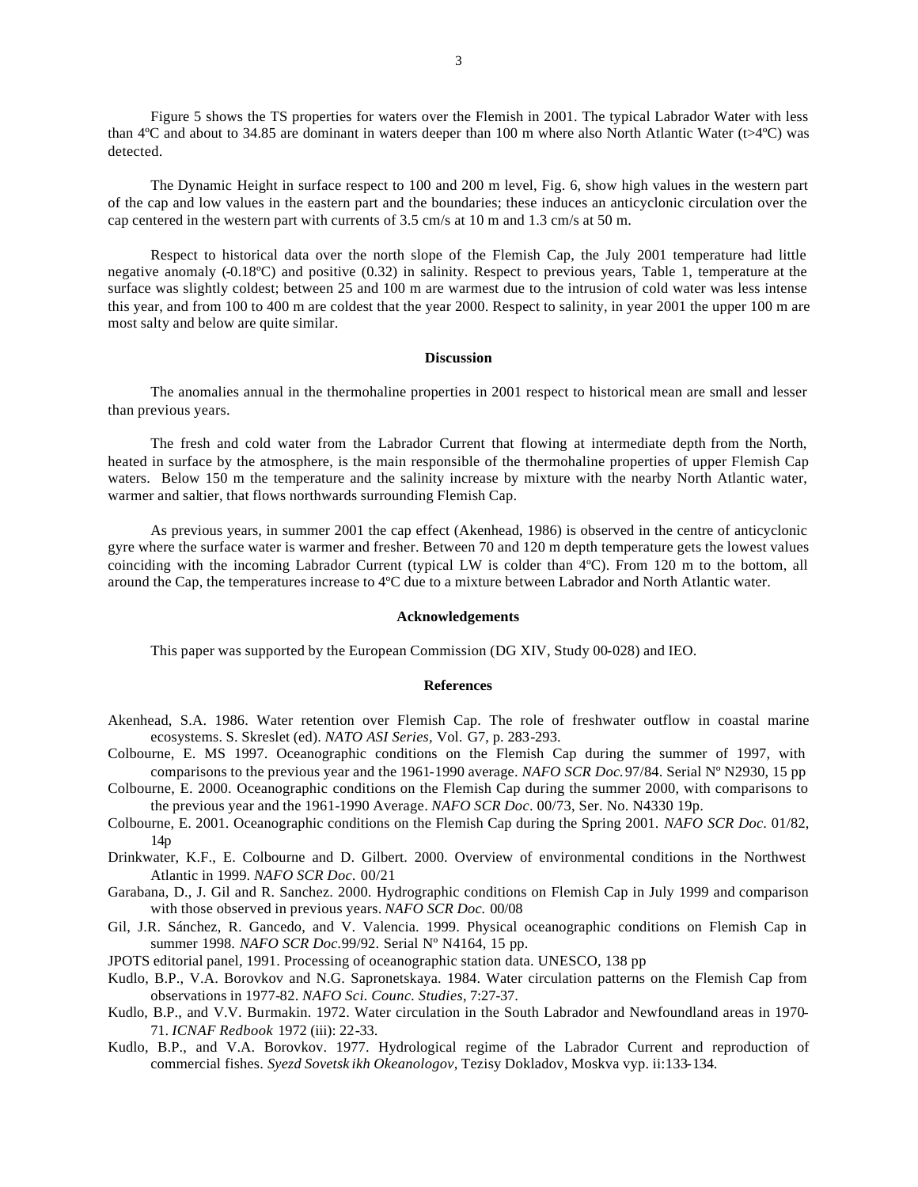Figure 5 shows the TS properties for waters over the Flemish in 2001. The typical Labrador Water with less than 4ºC and about to 34.85 are dominant in waters deeper than 100 m where also North Atlantic Water (t>4ºC) was detected.

The Dynamic Height in surface respect to 100 and 200 m level, Fig. 6, show high values in the western part of the cap and low values in the eastern part and the boundaries; these induces an anticyclonic circulation over the cap centered in the western part with currents of 3.5 cm/s at 10 m and 1.3 cm/s at 50 m.

Respect to historical data over the north slope of the Flemish Cap, the July 2001 temperature had little negative anomaly (-0.18ºC) and positive (0.32) in salinity. Respect to previous years, Table 1, temperature at the surface was slightly coldest; between 25 and 100 m are warmest due to the intrusion of cold water was less intense this year, and from 100 to 400 m are coldest that the year 2000. Respect to salinity, in year 2001 the upper 100 m are most salty and below are quite similar.

## Discussion

The anomalies annual in the thermohaline properties in 2001 respect to historical mean are small and lesser than previous years.

The fresh and cold water from the Labrador Current that flowing at intermediate depth from the North, heated in surface by the atmosphere, is the main responsible of the thermohaline properties of upper Flemish Cap waters. Below 150 m the temperature and the salinity increase by mixture with the nearby North Atlantic water, warmer and saltier, that flows northwards surrounding Flemish Cap.

As previous years, in summer 2001 the cap effect (Akenhead, 1986) is observed in the centre of anticyclonic gyre where the surface water is warmer and fresher. Between 70 and 120 m depth temperature gets the lowest values coinciding with the incoming Labrador Current (typical LW is colder than 4ºC). From 120 m to the bottom, all around the Cap, the temperatures increase to 4ºC due to a mixture between Labrador and North Atlantic water.

## Acknowledgements

This paper was supported by the European Commission (DG XIV, Study 00-028) and IEO.

## References

Akenhead, S.A. 1986. Water retention over Flemish Cap. The role of freshwater outflow in coastal marine ecosystems. S. Skreslet (ed). *NATO ASI Series*, Vol. G7, p. 283-293.

Colbourne, E. MS 1997. Oceanographic conditions on the Flemish Cap during the summer of 1997, with comparisons to the previous year and the 1961-1990 average. *NAFO SCR Doc.* 97/84. Serial Nº N2930, 15 pp

Colbourne, E. 2000. Oceanographic conditions on the Flemish Cap during the summer 2000, with comparisons to the previous year and the 1961-1990 Average. *NAFO SCR Doc*. 00/73, Ser. No. N4330 19p.

Colbourne, E. 2001. Oceanographic conditions on the Flemish Cap during the Spring 2001. *NAFO SCR Doc.* 01/82, 14p

Drinkwater, K.F., E. Colbourne and D. Gilbert. 2000. Overview of environmental conditions in the Northwest Atlantic in 1999. *NAFO SCR Doc.* 00/21

Garabana, D., J. Gil and R. Sanchez. 2000. Hydrographic conditions on Flemish Cap in July 1999 and comparison with those observed in previous years. *NAFO SCR Doc.* 00/08

Gil, J.R. Sánchez, R. Gancedo, and V. Valencia. 1999. Physical oceanographic conditions on Flemish Cap in summer 1998. *NAFO SCR Doc*.99/92. Serial Nº N4164, 15 pp.

JPOTS editorial panel, 1991. Processing of oceanographic station data. UNESCO, 138 pp

Kudlo, B.P., V.A. Borovkov and N.G. Sapronetskaya. 1984. Water circulation patterns on the Flemish Cap from observations in 1977-82. *NAFO Sci. Counc. Studies*, 7:27-37.

Kudlo, B.P., and V.V. Burmakin. 1972. Water circulation in the South Labrador and Newfoundland areas in 1970-71. *ICNAF Redbook* 1972 (iii): 22-33.

Kudlo, B.P., and V.A. Borovkov. 1977. Hydrological regime of the Labrador Current and reproduction of commercial fishes. *Syezd Sovetsk ikh Okeanologov*, Tezisy Dokladov, Moskva vyp. ii:133-134.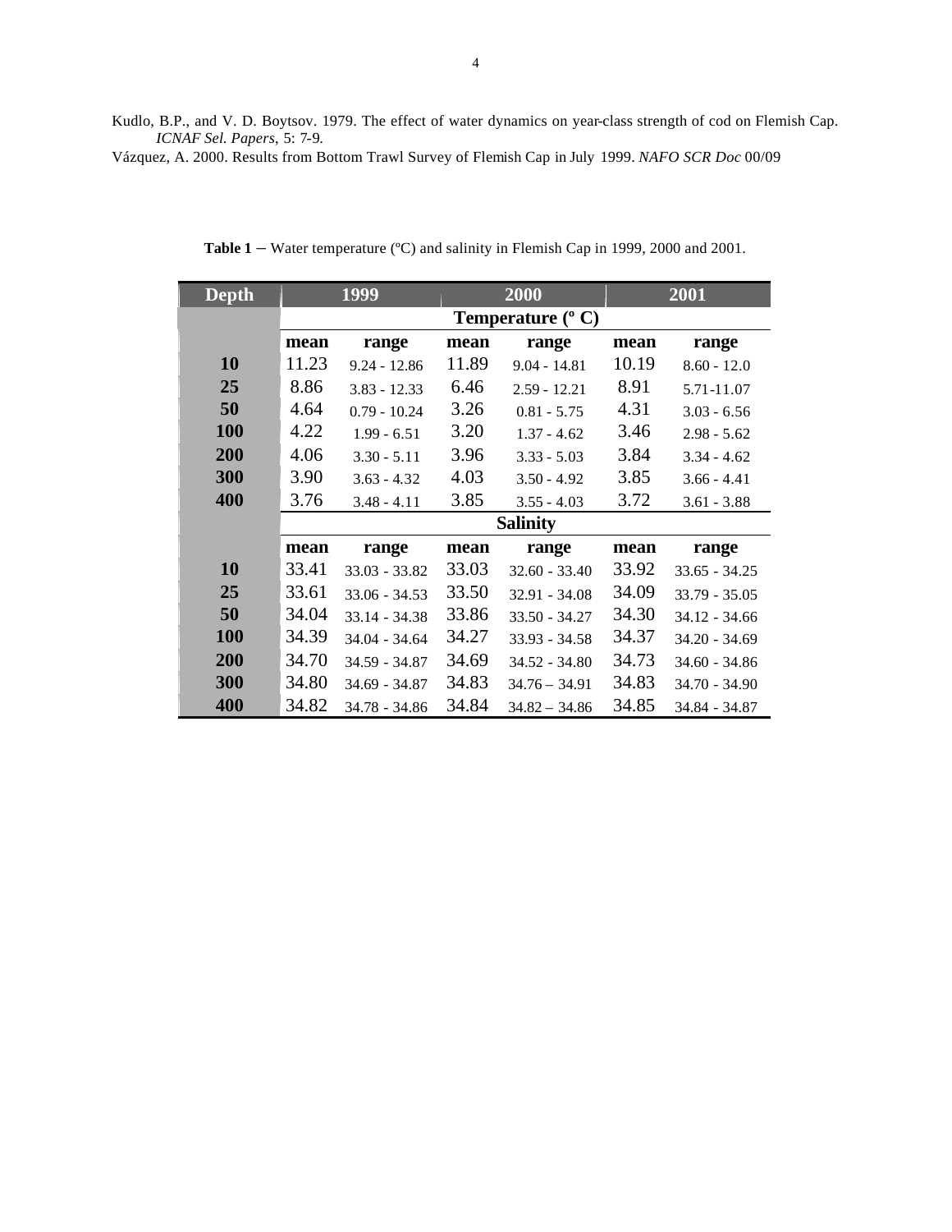Kudlo, B.P., and V. D. Boytsov. 1979. The effect of water dynamics on year-class strength of cod on Flemish Cap. *ICNAF Sel. Papers*, 5: 7-9.

Vázquez, A. 2000. Results from Bottom Trawl Survey of Flemish Cap in July 1999. *NAFO SCR Doc* 00/09

**Table 1** – Water temperature (ºC) and salinity in Flemish Cap in 1999, 2000 and 2001.

| Depth | 1999 | | 2000 | | 2001 | |
|---|---|---|---|---|---|---|
| | **Temperature (º C)** | | | | | |
| | **mean** | **range** | **mean** | **range** | **mean** | **range** |
| **10** | 11.23 | 9.24 - 12.86 | 11.89 | 9.04 - 14.81 | 10.19 | 8.60 - 12.0 |
| **25** | 8.86 | 3.83 - 12.33 | 6.46 | 2.59 - 12.21 | 8.91 | 5.71-11.07 |
| **50** | 4.64 | 0.79 - 10.24 | 3.26 | 0.81 - 5.75 | 4.31 | 3.03 - 6.56 |
| **100** | 4.22 | 1.99 - 6.51 | 3.20 | 1.37 - 4.62 | 3.46 | 2.98 - 5.62 |
| **200** | 4.06 | 3.30 - 5.11 | 3.96 | 3.33 - 5.03 | 3.84 | 3.34 - 4.62 |
| **300** | 3.90 | 3.63 - 4.32 | 4.03 | 3.50 - 4.92 | 3.85 | 3.66 - 4.41 |
| **400** | 3.76 | 3.48 - 4.11 | 3.85 | 3.55 - 4.03 | 3.72 | 3.61 - 3.88 |
| | **Salinity** | | | | | |
| | **mean** | **range** | **mean** | **range** | **mean** | **range** |
| **10** | 33.41 | 33.03 - 33.82 | 33.03 | 32.60 - 33.40 | 33.92 | 33.65 - 34.25 |
| **25** | 33.61 | 33.06 - 34.53 | 33.50 | 32.91 - 34.08 | 34.09 | 33.79 - 35.05 |
| **50** | 34.04 | 33.14 - 34.38 | 33.86 | 33.50 - 34.27 | 34.30 | 34.12 - 34.66 |
| **100** | 34.39 | 34.04 - 34.64 | 34.27 | 33.93 - 34.58 | 34.37 | 34.20 - 34.69 |
| **200** | 34.70 | 34.59 - 34.87 | 34.69 | 34.52 - 34.80 | 34.73 | 34.60 - 34.86 |
| **300** | 34.80 | 34.69 - 34.87 | 34.83 | 34.76 – 34.91 | 34.83 | 34.70 - 34.90 |
| **400** | 34.82 | 34.78 - 34.86 | 34.84 | 34.82 – 34.86 | 34.85 | 34.84 - 34.87 |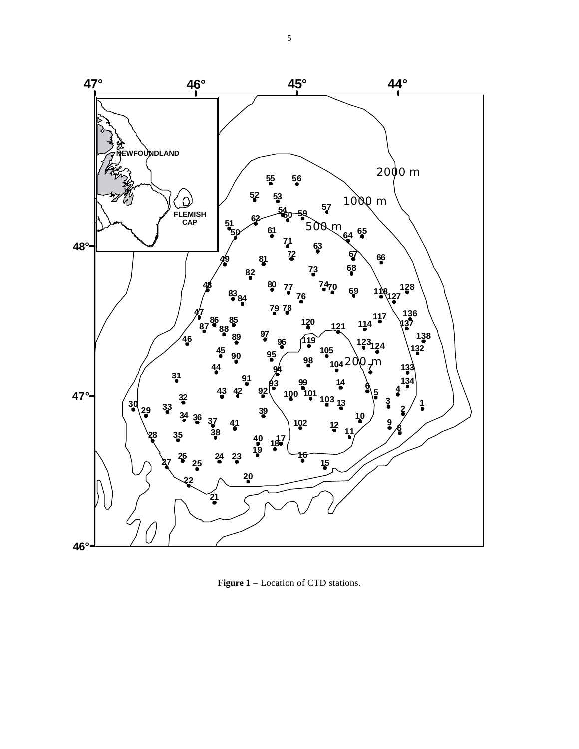**Figure 1** – Location of CTD stations.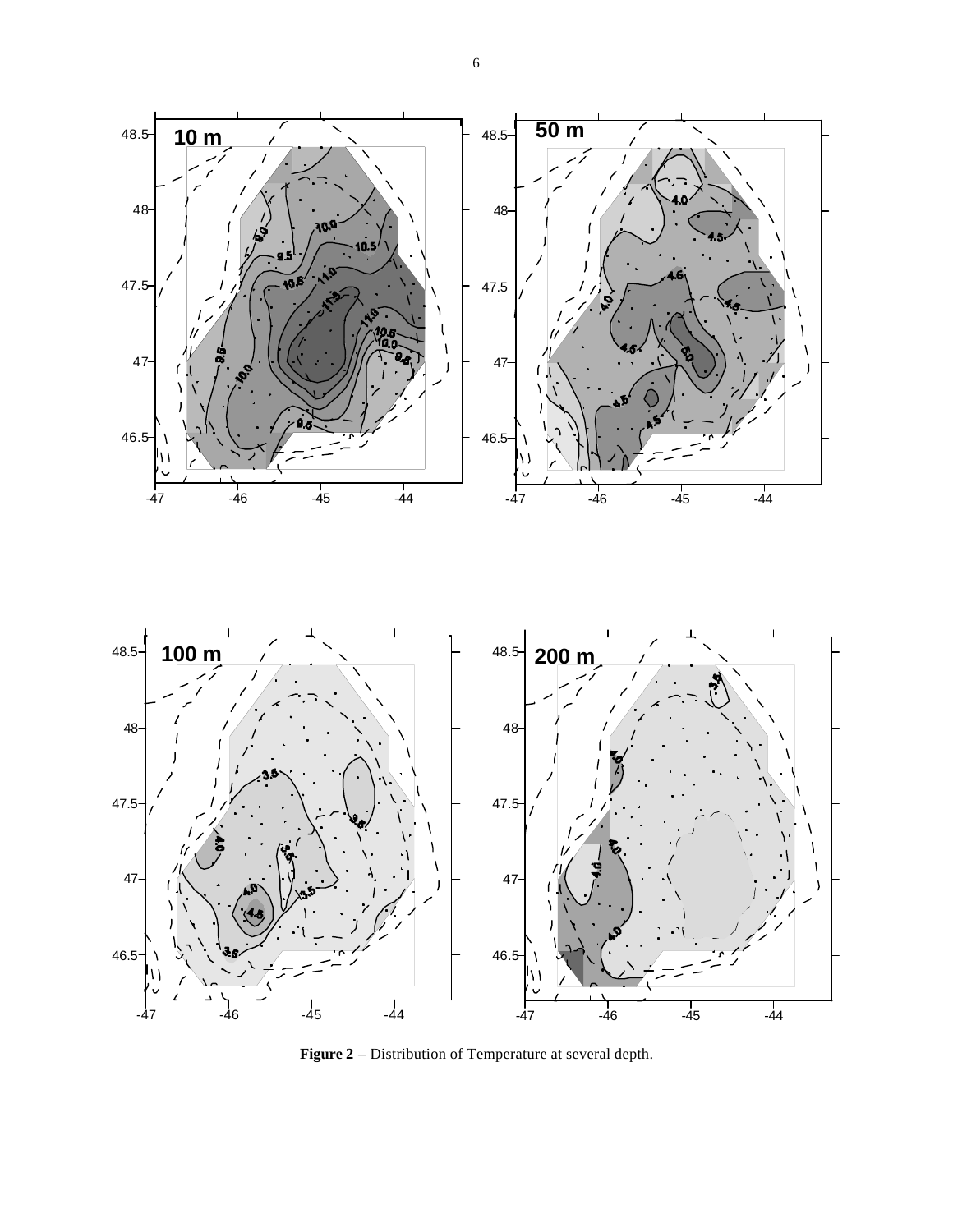**Figure 2** – Distribution of Temperature at several depth.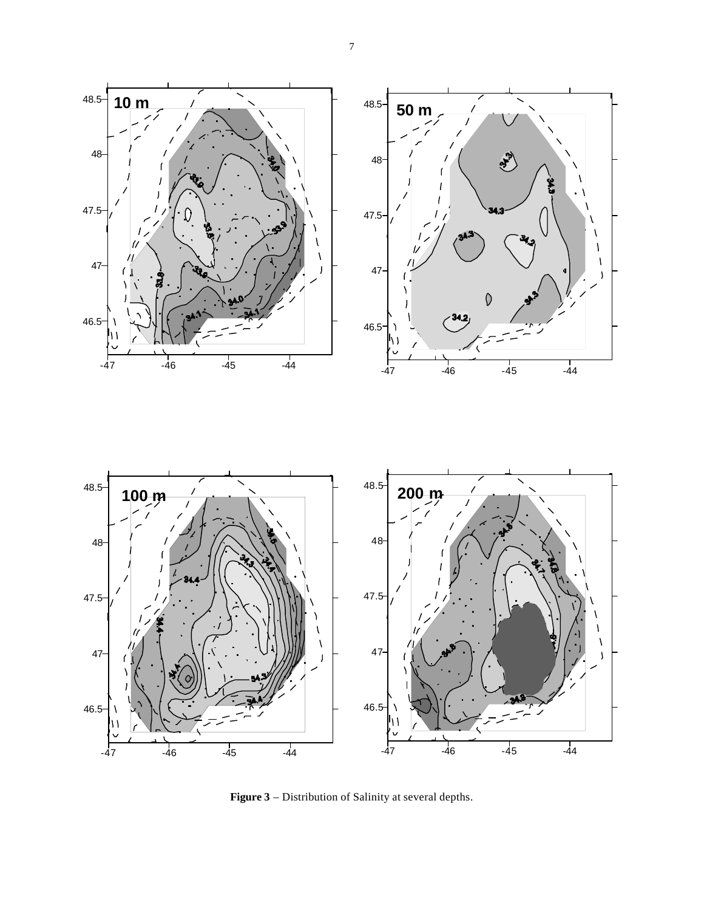**Figure 3** – Distribution of Salinity at several depths.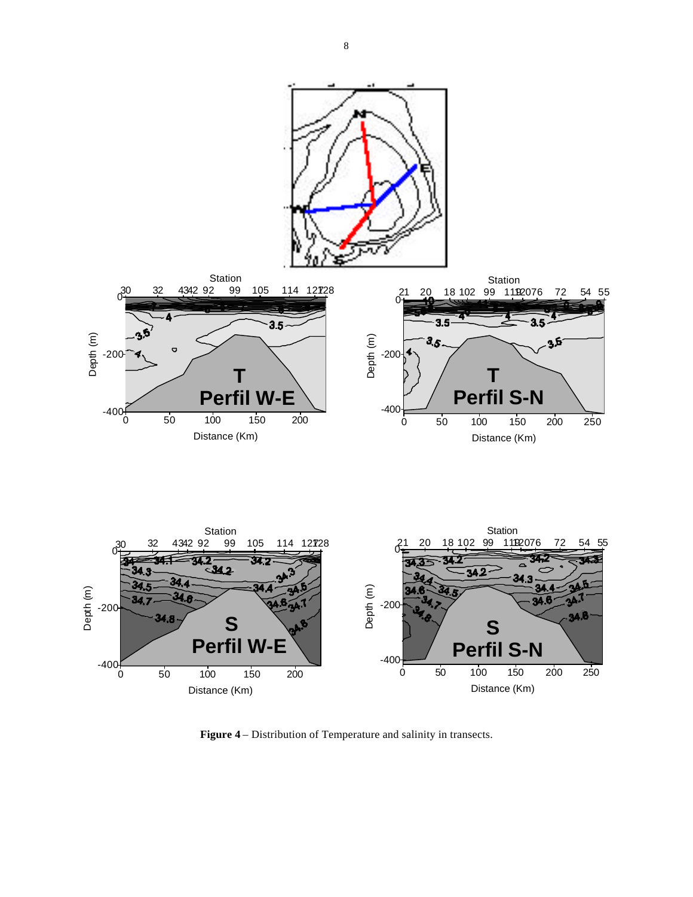**Figure 4** – Distribution of Temperature and salinity in transects.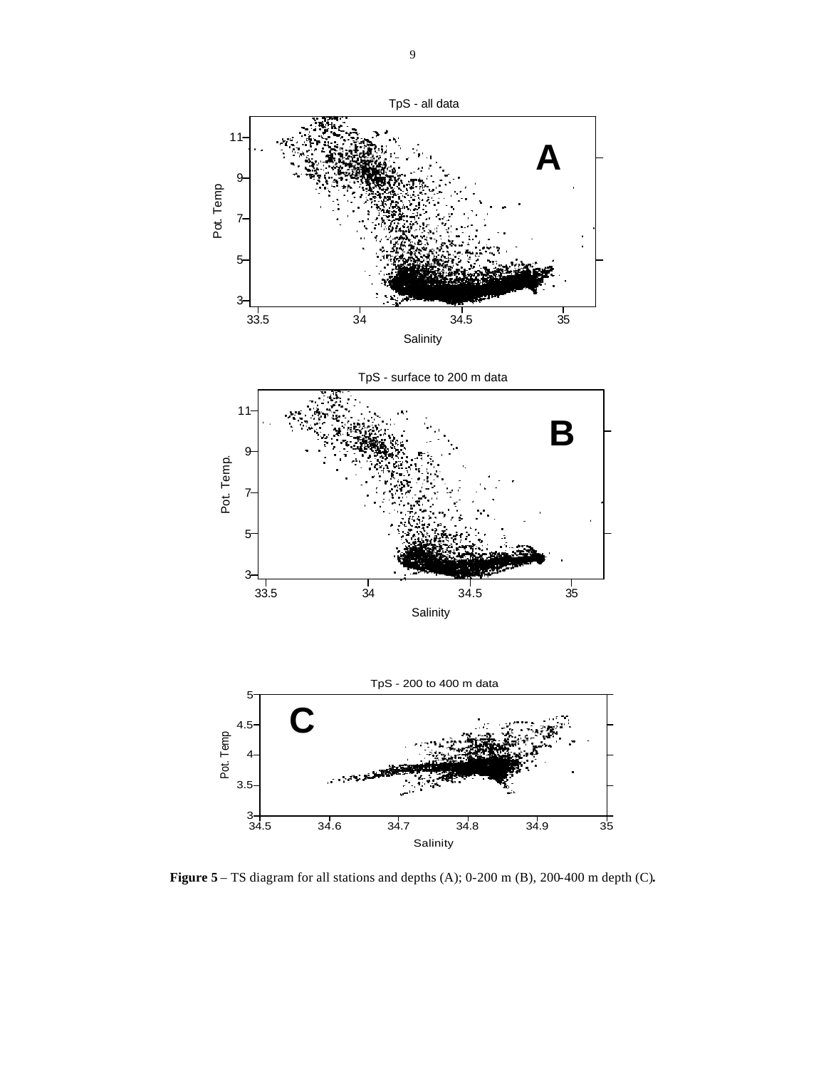**Figure 5** – TS diagram for all stations and depths (A); 0-200 m (B), 200-400 m depth (C)**.**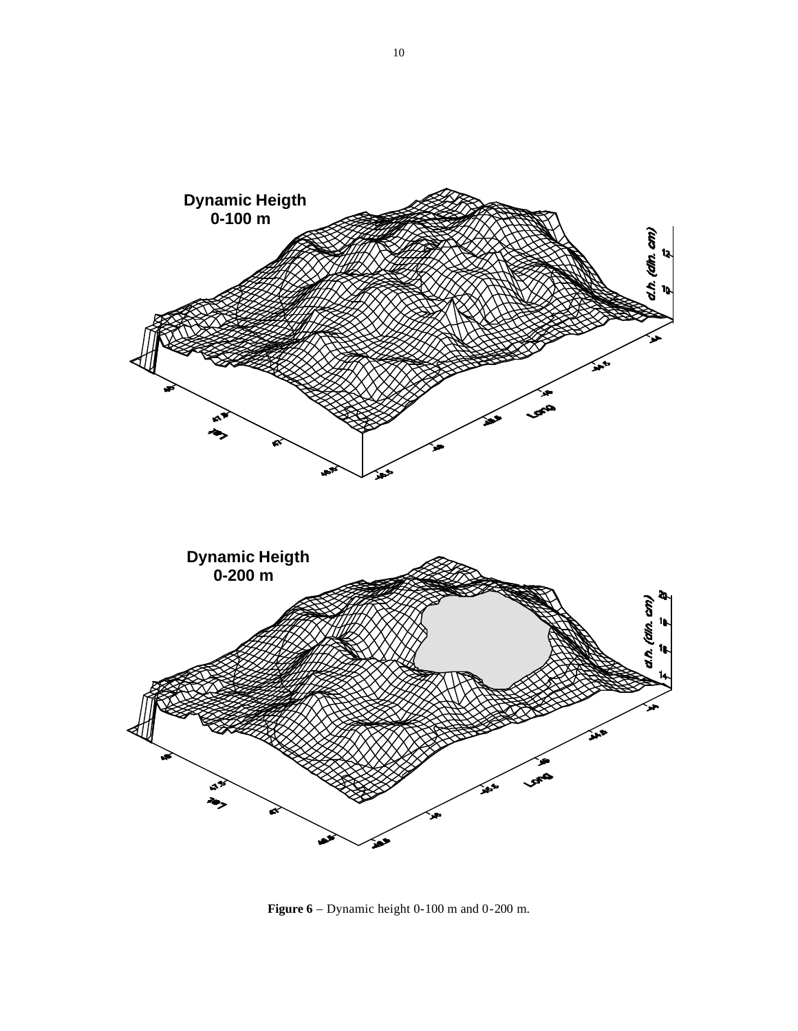Dynamic Heigth
0-100 m

d.h. (din. cm)
12
10

Long
-44
-44.5
-45
-45.5
-46
-46.5

Lat
48
47.5
47
46.5

Dynamic Heigth
0-200 m

d.h. (din. cm)
20
18
16
14

Long
-44
-44.5
-45
-45.5
-46
-46.5

Lat
48
47.5
47
46.5

**Figure 6** – Dynamic height 0-100 m and 0-200 m.